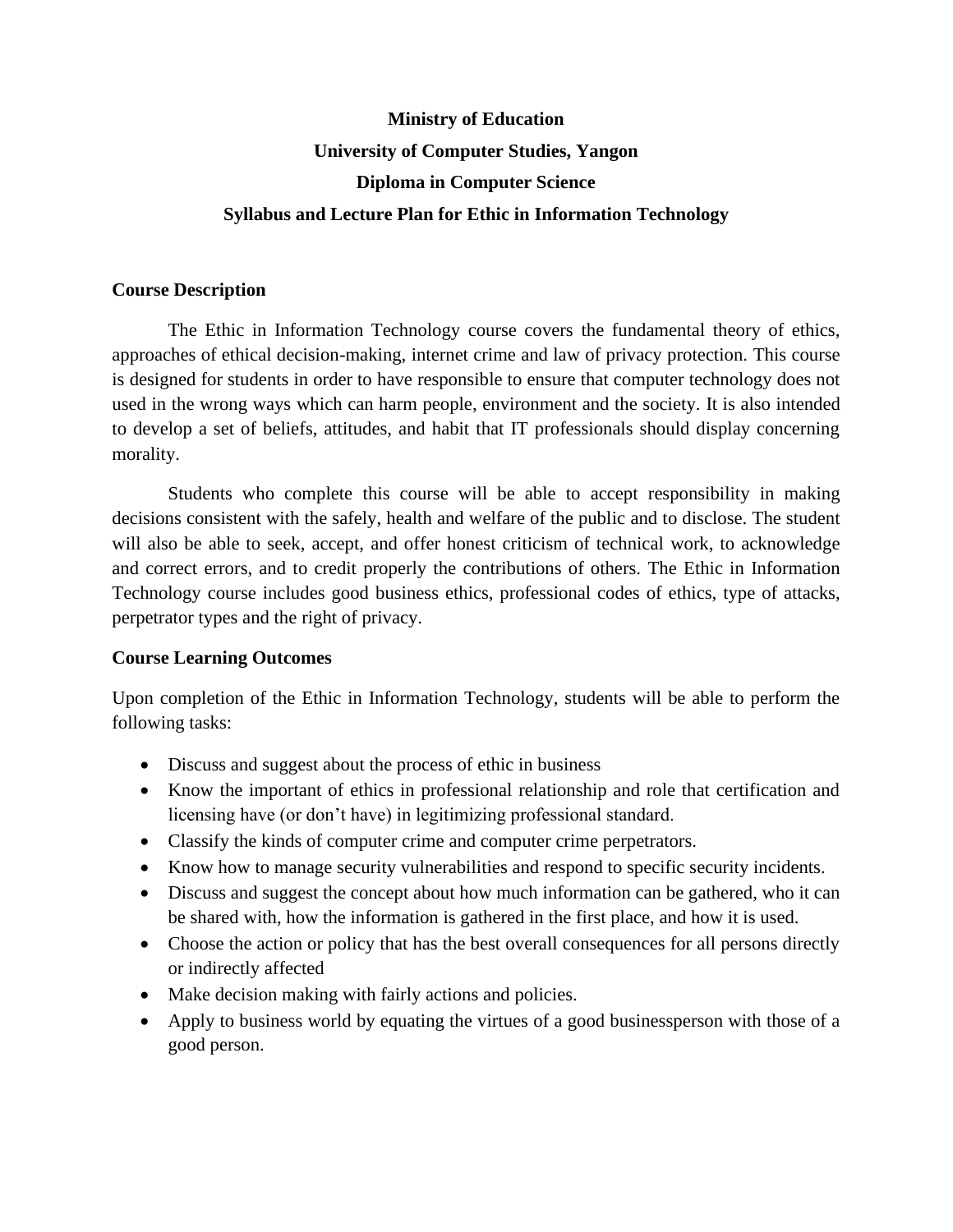**Ministry of Education**

**University of Computer Studies, Yangon**

**Diploma in Computer Science**

**Syllabus and Lecture Plan for Ethic in Information Technology**

## Course Description

The Ethic in Information Technology course covers the fundamental theory of ethics, approaches of ethical decision-making, internet crime and law of privacy protection. This course is designed for students in order to have responsible to ensure that computer technology does not used in the wrong ways which can harm people, environment and the society. It is also intended to develop a set of beliefs, attitudes, and habit that IT professionals should display concerning morality.

Students who complete this course will be able to accept responsibility in making decisions consistent with the safely, health and welfare of the public and to disclose. The student will also be able to seek, accept, and offer honest criticism of technical work, to acknowledge and correct errors, and to credit properly the contributions of others. The Ethic in Information Technology course includes good business ethics, professional codes of ethics, type of attacks, perpetrator types and the right of privacy.

## Course Learning Outcomes

Upon completion of the Ethic in Information Technology, students will be able to perform the following tasks:

- Discuss and suggest about the process of ethic in business
- Know the important of ethics in professional relationship and role that certification and licensing have (or don't have) in legitimizing professional standard.
- Classify the kinds of computer crime and computer crime perpetrators.
- Know how to manage security vulnerabilities and respond to specific security incidents.
- Discuss and suggest the concept about how much information can be gathered, who it can be shared with, how the information is gathered in the first place, and how it is used.
- Choose the action or policy that has the best overall consequences for all persons directly or indirectly affected
- Make decision making with fairly actions and policies.
- Apply to business world by equating the virtues of a good businessperson with those of a good person.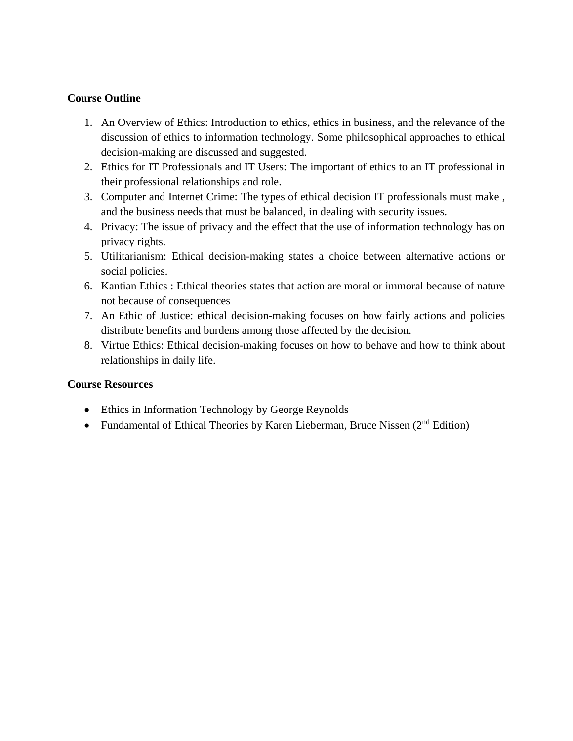**Course Outline**

1. An Overview of Ethics: Introduction to ethics, ethics in business, and the relevance of the discussion of ethics to information technology. Some philosophical approaches to ethical decision-making are discussed and suggested.
2. Ethics for IT Professionals and IT Users: The important of ethics to an IT professional in their professional relationships and role.
3. Computer and Internet Crime: The types of ethical decision IT professionals must make , and the business needs that must be balanced, in dealing with security issues.
4. Privacy: The issue of privacy and the effect that the use of information technology has on privacy rights.
5. Utilitarianism: Ethical decision-making states a choice between alternative actions or social policies.
6. Kantian Ethics : Ethical theories states that action are moral or immoral because of nature not because of consequences
7. An Ethic of Justice: ethical decision-making focuses on how fairly actions and policies distribute benefits and burdens among those affected by the decision.
8. Virtue Ethics: Ethical decision-making focuses on how to behave and how to think about relationships in daily life.

**Course Resources**

- Ethics in Information Technology by George Reynolds
- Fundamental of Ethical Theories by Karen Lieberman, Bruce Nissen (2nd Edition)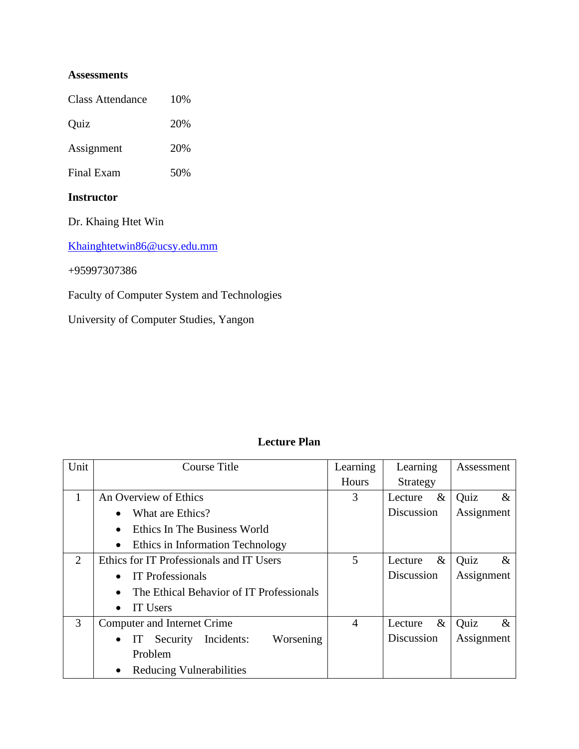**Assessments**

Class Attendance 10%

Quiz 20%

Assignment 20%

Final Exam 50%

**Instructor**

Dr. Khaing Htet Win

Khainghtetwin86@ucsy.edu.mm

+95997307386

Faculty of Computer System and Technologies

University of Computer Studies, Yangon

**Lecture Plan**

| Unit | Course Title | Learning Hours | Learning Strategy | Assessment |
|---|---|---|---|---|
| 1 | An Overview of Ethics<br>• What are Ethics?<br>• Ethics In The Business World<br>• Ethics in Information Technology | 3 | Lecture & Discussion | Quiz & Assignment |
| 2 | Ethics for IT Professionals and IT Users<br>• IT Professionals<br>• The Ethical Behavior of IT Professionals<br>• IT Users | 5 | Lecture & Discussion | Quiz & Assignment |
| 3 | Computer and Internet Crime<br>• IT Security Incidents: Worsening Problem<br>• Reducing Vulnerabilities | 4 | Lecture & Discussion | Quiz & Assignment |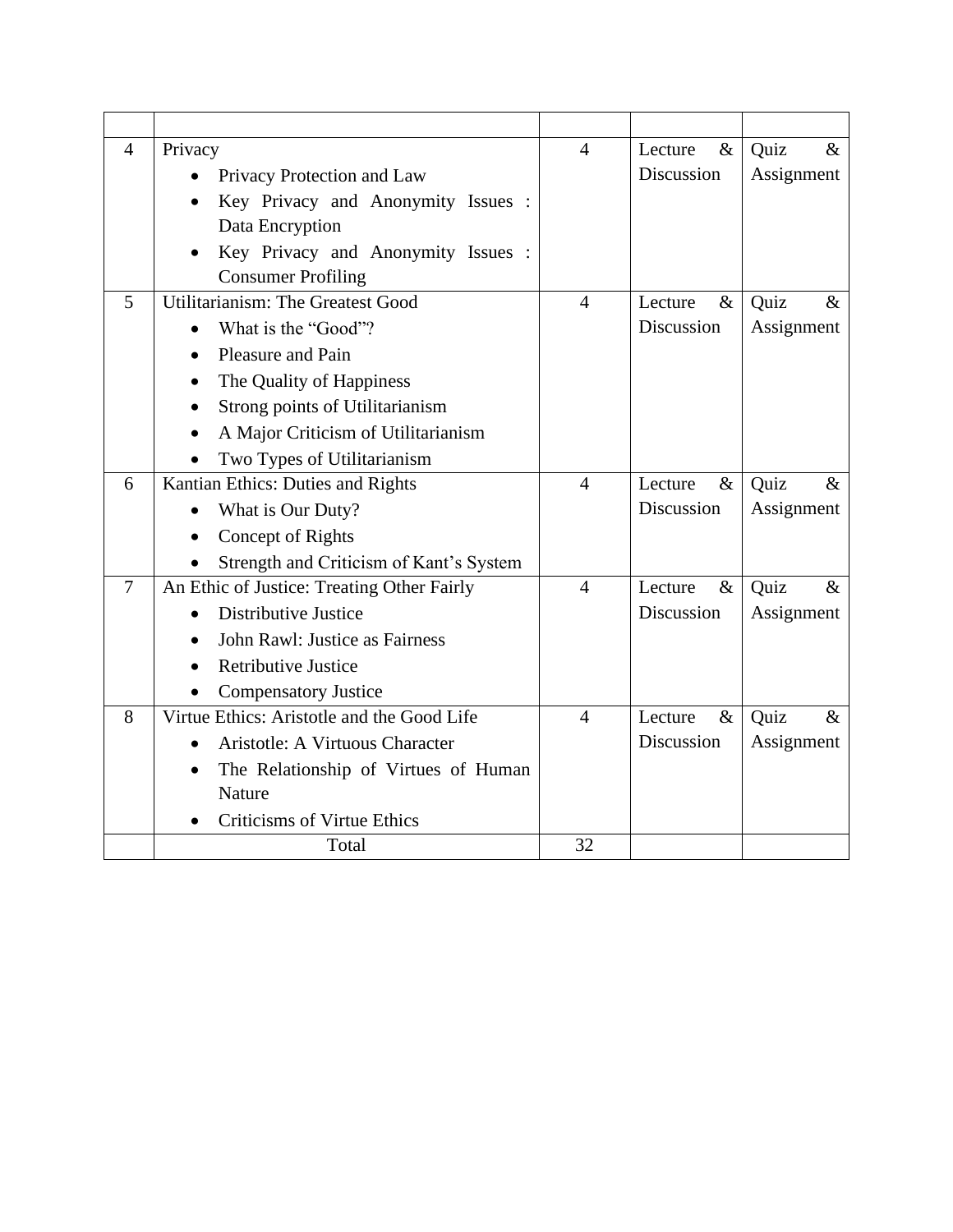| | | | | |
|---|---|---|---|---|
| 4 | Privacy<br>• Privacy Protection and Law<br>• Key Privacy and Anonymity Issues : Data Encryption<br>• Key Privacy and Anonymity Issues : Consumer Profiling | 4 | Lecture & Discussion | Quiz & Assignment |
| 5 | Utilitarianism: The Greatest Good<br>• What is the "Good"?<br>• Pleasure and Pain<br>• The Quality of Happiness<br>• Strong points of Utilitarianism<br>• A Major Criticism of Utilitarianism<br>• Two Types of Utilitarianism | 4 | Lecture & Discussion | Quiz & Assignment |
| 6 | Kantian Ethics: Duties and Rights<br>• What is Our Duty?<br>• Concept of Rights<br>• Strength and Criticism of Kant's System | 4 | Lecture & Discussion | Quiz & Assignment |
| 7 | An Ethic of Justice: Treating Other Fairly<br>• Distributive Justice<br>• John Rawl: Justice as Fairness<br>• Retributive Justice<br>• Compensatory Justice | 4 | Lecture & Discussion | Quiz & Assignment |
| 8 | Virtue Ethics: Aristotle and the Good Life<br>• Aristotle: A Virtuous Character<br>• The Relationship of Virtues of Human Nature<br>• Criticisms of Virtue Ethics | 4 | Lecture & Discussion | Quiz & Assignment |
| | Total | 32 | | |